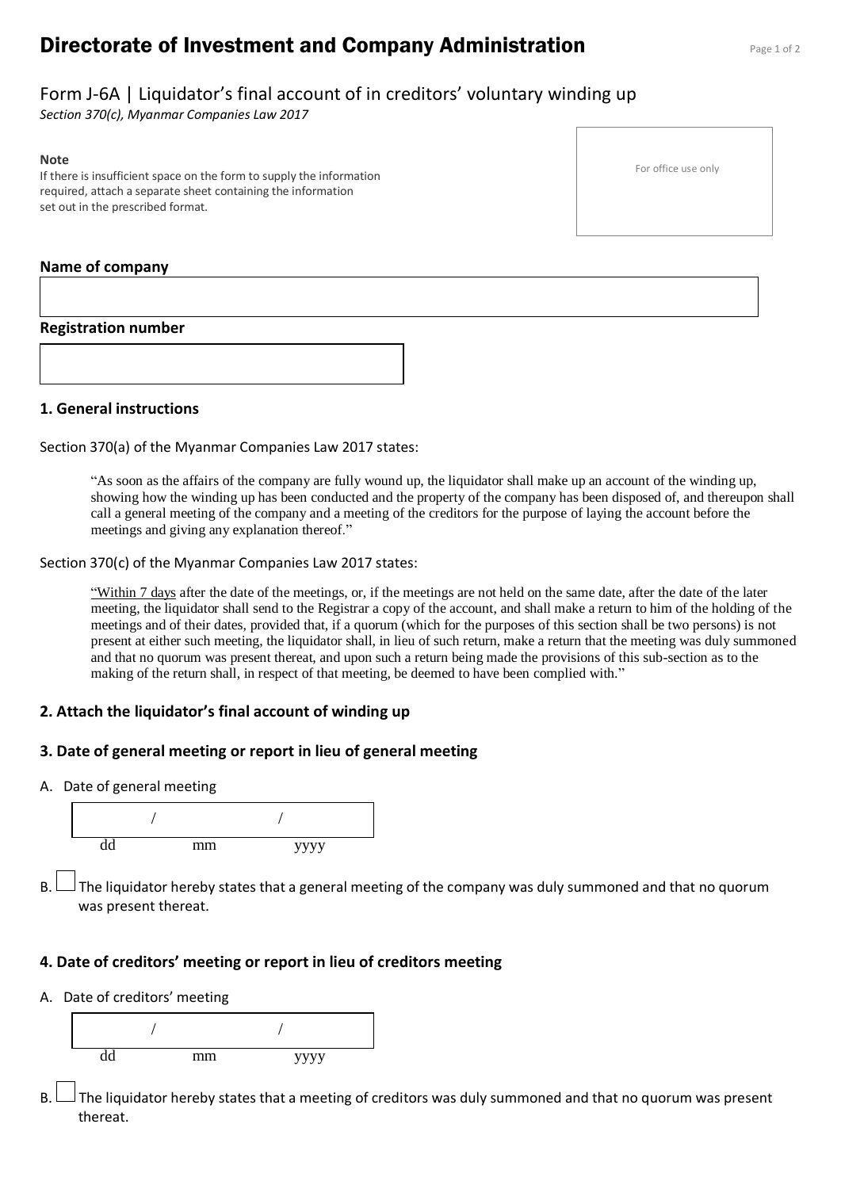# Directorate of Investment and Company Administration

## Form J-6A | Liquidator's final account of in creditors' voluntary winding up

*Section 370(c), Myanmar Companies Law 2017*

**Note**
If there is insufficient space on the form to supply the information required, attach a separate sheet containing the information set out in the prescribed format.

For office use only

**Name of company**

**Registration number**

### 1. General instructions

Section 370(a) of the Myanmar Companies Law 2017 states:

> "As soon as the affairs of the company are fully wound up, the liquidator shall make up an account of the winding up, showing how the winding up has been conducted and the property of the company has been disposed of, and thereupon shall call a general meeting of the company and a meeting of the creditors for the purpose of laying the account before the meetings and giving any explanation thereof."

Section 370(c) of the Myanmar Companies Law 2017 states:

> "Within 7 days after the date of the meetings, or, if the meetings are not held on the same date, after the date of the later meeting, the liquidator shall send to the Registrar a copy of the account, and shall make a return to him of the holding of the meetings and of their dates, provided that, if a quorum (which for the purposes of this section shall be two persons) is not present at either such meeting, the liquidator shall, in lieu of such return, make a return that the meeting was duly summoned and that no quorum was present thereat, and upon such a return being made the provisions of this sub-section as to the making of the return shall, in respect of that meeting, be deemed to have been complied with."

### 2. Attach the liquidator's final account of winding up

### 3. Date of general meeting or report in lieu of general meeting

A. Date of general meeting

/ /
dd mm yyyy

B. ☐ The liquidator hereby states that a general meeting of the company was duly summoned and that no quorum was present thereat.

### 4. Date of creditors' meeting or report in lieu of creditors meeting

A. Date of creditors' meeting

/ /
dd mm yyyy

B. ☐ The liquidator hereby states that a meeting of creditors was duly summoned and that no quorum was present thereat.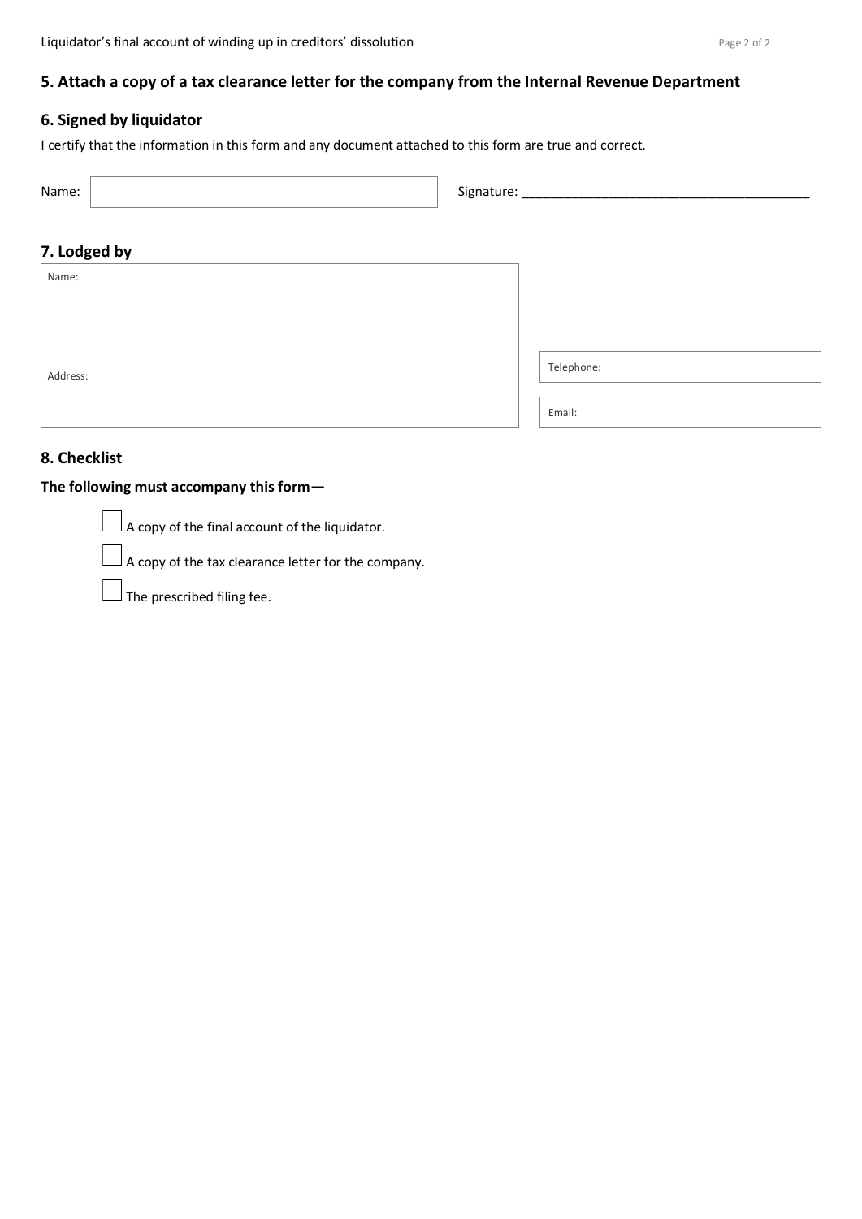## 5. Attach a copy of a tax clearance letter for the company from the Internal Revenue Department

## 6. Signed by liquidator

I certify that the information in this form and any document attached to this form are true and correct.

Name: 

Signature: ________________________________________

## 7. Lodged by

Name:

Address:

Telephone:

Email:

## 8. Checklist

**The following must accompany this form—**

- ☐ A copy of the final account of the liquidator.
- ☐ A copy of the tax clearance letter for the company.
- ☐ The prescribed filing fee.